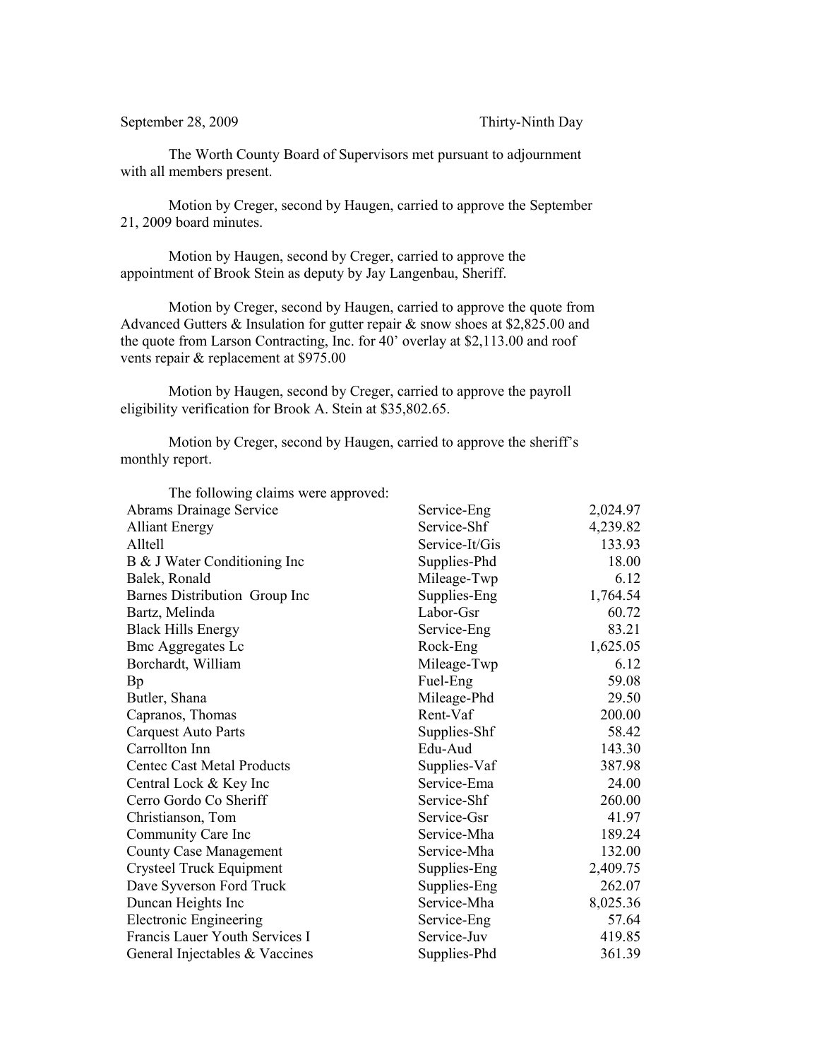September 28, 2009 Thirty-Ninth Day

The Worth County Board of Supervisors met pursuant to adjournment with all members present.

Motion by Creger, second by Haugen, carried to approve the September 21, 2009 board minutes.

Motion by Haugen, second by Creger, carried to approve the appointment of Brook Stein as deputy by Jay Langenbau, Sheriff.

Motion by Creger, second by Haugen, carried to approve the quote from Advanced Gutters & Insulation for gutter repair & snow shoes at $2,825.00 and the quote from Larson Contracting, Inc. for 40' overlay at $2,113.00 and roof vents repair & replacement at $975.00

Motion by Haugen, second by Creger, carried to approve the payroll eligibility verification for Brook A. Stein at $35,802.65.

Motion by Creger, second by Haugen, carried to approve the sheriff's monthly report.

The following claims were approved:

| | | |
|---|---|---|
| Abrams Drainage Service | Service-Eng | 2,024.97 |
| Alliant Energy | Service-Shf | 4,239.82 |
| Alltell | Service-It/Gis | 133.93 |
| B & J Water Conditioning Inc | Supplies-Phd | 18.00 |
| Balek, Ronald | Mileage-Twp | 6.12 |
| Barnes Distribution Group Inc | Supplies-Eng | 1,764.54 |
| Bartz, Melinda | Labor-Gsr | 60.72 |
| Black Hills Energy | Service-Eng | 83.21 |
| Bmc Aggregates Lc | Rock-Eng | 1,625.05 |
| Borchardt, William | Mileage-Twp | 6.12 |
| Bp | Fuel-Eng | 59.08 |
| Butler, Shana | Mileage-Phd | 29.50 |
| Capranos, Thomas | Rent-Vaf | 200.00 |
| Carquest Auto Parts | Supplies-Shf | 58.42 |
| Carrollton Inn | Edu-Aud | 143.30 |
| Centec Cast Metal Products | Supplies-Vaf | 387.98 |
| Central Lock & Key Inc | Service-Ema | 24.00 |
| Cerro Gordo Co Sheriff | Service-Shf | 260.00 |
| Christianson, Tom | Service-Gsr | 41.97 |
| Community Care Inc | Service-Mha | 189.24 |
| County Case Management | Service-Mha | 132.00 |
| Crysteel Truck Equipment | Supplies-Eng | 2,409.75 |
| Dave Syverson Ford Truck | Supplies-Eng | 262.07 |
| Duncan Heights Inc | Service-Mha | 8,025.36 |
| Electronic Engineering | Service-Eng | 57.64 |
| Francis Lauer Youth Services I | Service-Juv | 419.85 |
| General Injectables & Vaccines | Supplies-Phd | 361.39 |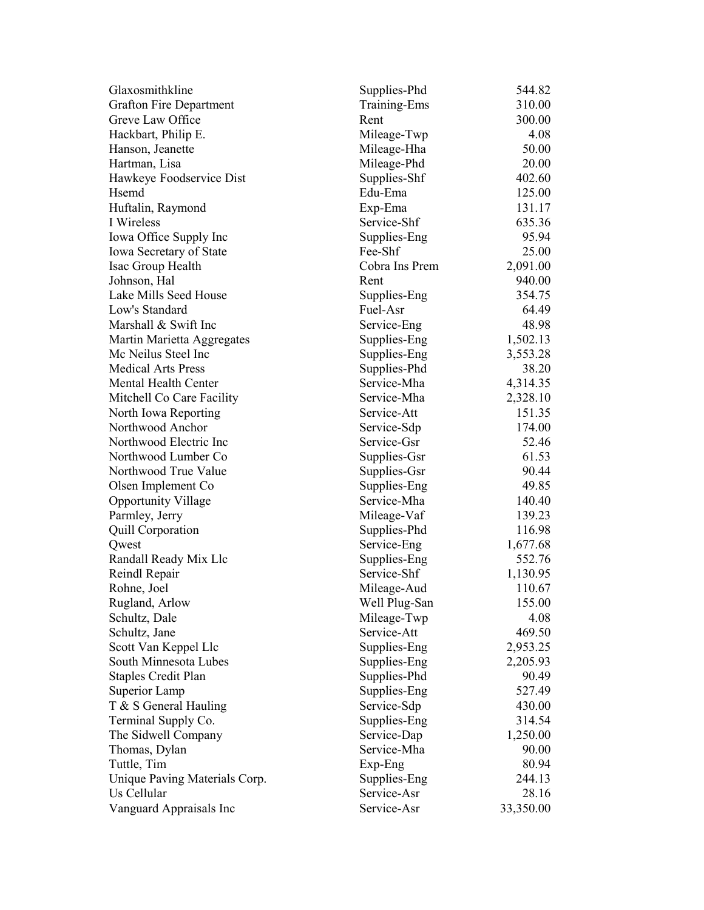| | | |
|---|---|---|
| Glaxosmithkline | Supplies-Phd | 544.82 |
| Grafton Fire Department | Training-Ems | 310.00 |
| Greve Law Office | Rent | 300.00 |
| Hackbart, Philip E. | Mileage-Twp | 4.08 |
| Hanson, Jeanette | Mileage-Hha | 50.00 |
| Hartman, Lisa | Mileage-Phd | 20.00 |
| Hawkeye Foodservice Dist | Supplies-Shf | 402.60 |
| Hsemd | Edu-Ema | 125.00 |
| Huftalin, Raymond | Exp-Ema | 131.17 |
| I Wireless | Service-Shf | 635.36 |
| Iowa Office Supply Inc | Supplies-Eng | 95.94 |
| Iowa Secretary of State | Fee-Shf | 25.00 |
| Isac Group Health | Cobra Ins Prem | 2,091.00 |
| Johnson, Hal | Rent | 940.00 |
| Lake Mills Seed House | Supplies-Eng | 354.75 |
| Low's Standard | Fuel-Asr | 64.49 |
| Marshall & Swift Inc | Service-Eng | 48.98 |
| Martin Marietta Aggregates | Supplies-Eng | 1,502.13 |
| Mc Neilus Steel Inc | Supplies-Eng | 3,553.28 |
| Medical Arts Press | Supplies-Phd | 38.20 |
| Mental Health Center | Service-Mha | 4,314.35 |
| Mitchell Co Care Facility | Service-Mha | 2,328.10 |
| North Iowa Reporting | Service-Att | 151.35 |
| Northwood Anchor | Service-Sdp | 174.00 |
| Northwood Electric Inc | Service-Gsr | 52.46 |
| Northwood Lumber Co | Supplies-Gsr | 61.53 |
| Northwood True Value | Supplies-Gsr | 90.44 |
| Olsen Implement Co | Supplies-Eng | 49.85 |
| Opportunity Village | Service-Mha | 140.40 |
| Parmley, Jerry | Mileage-Vaf | 139.23 |
| Quill Corporation | Supplies-Phd | 116.98 |
| Qwest | Service-Eng | 1,677.68 |
| Randall Ready Mix Llc | Supplies-Eng | 552.76 |
| Reindl Repair | Service-Shf | 1,130.95 |
| Rohne, Joel | Mileage-Aud | 110.67 |
| Rugland, Arlow | Well Plug-San | 155.00 |
| Schultz, Dale | Mileage-Twp | 4.08 |
| Schultz, Jane | Service-Att | 469.50 |
| Scott Van Keppel Llc | Supplies-Eng | 2,953.25 |
| South Minnesota Lubes | Supplies-Eng | 2,205.93 |
| Staples Credit Plan | Supplies-Phd | 90.49 |
| Superior Lamp | Supplies-Eng | 527.49 |
| T & S General Hauling | Service-Sdp | 430.00 |
| Terminal Supply Co. | Supplies-Eng | 314.54 |
| The Sidwell Company | Service-Dap | 1,250.00 |
| Thomas, Dylan | Service-Mha | 90.00 |
| Tuttle, Tim | Exp-Eng | 80.94 |
| Unique Paving Materials Corp. | Supplies-Eng | 244.13 |
| Us Cellular | Service-Asr | 28.16 |
| Vanguard Appraisals Inc | Service-Asr | 33,350.00 |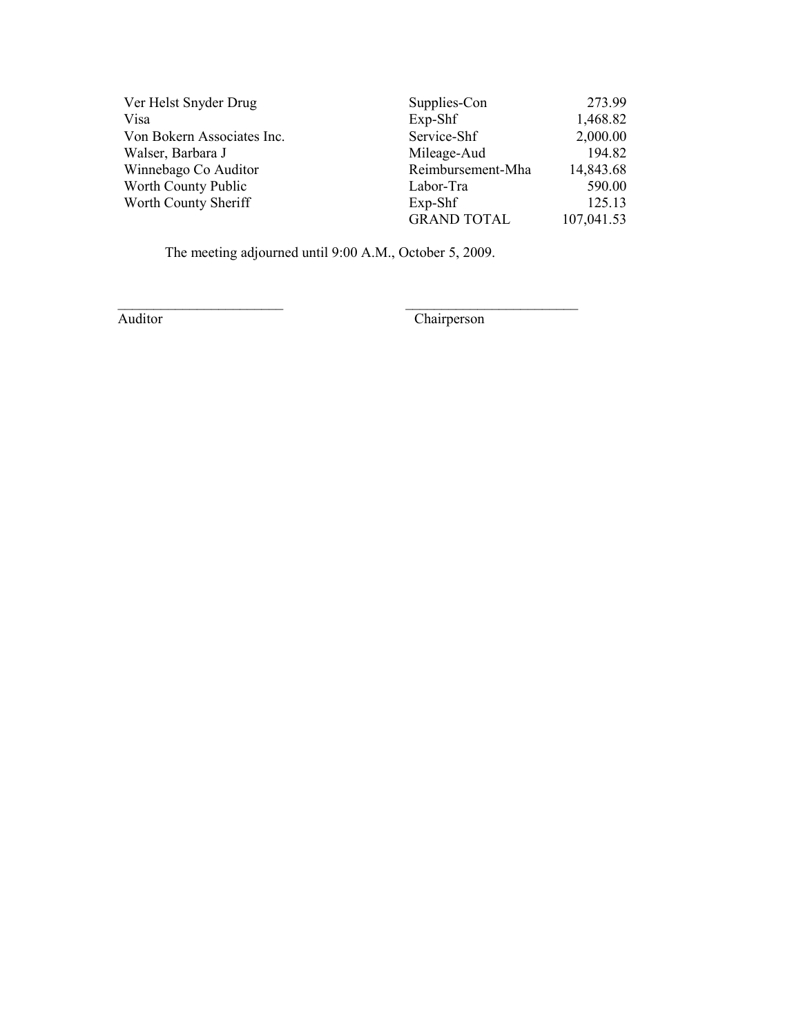| | | |
|---|---|---|
| Ver Helst Snyder Drug | Supplies-Con | 273.99 |
| Visa | Exp-Shf | 1,468.82 |
| Von Bokern Associates Inc. | Service-Shf | 2,000.00 |
| Walser, Barbara J | Mileage-Aud | 194.82 |
| Winnebago Co Auditor | Reimbursement-Mha | 14,843.68 |
| Worth County Public | Labor-Tra | 590.00 |
| Worth County Sheriff | Exp-Shf | 125.13 |
| | GRAND TOTAL | 107,041.53 |

The meeting adjourned until 9:00 A.M., October 5, 2009.

________________________ ________________________

Auditor Chairperson